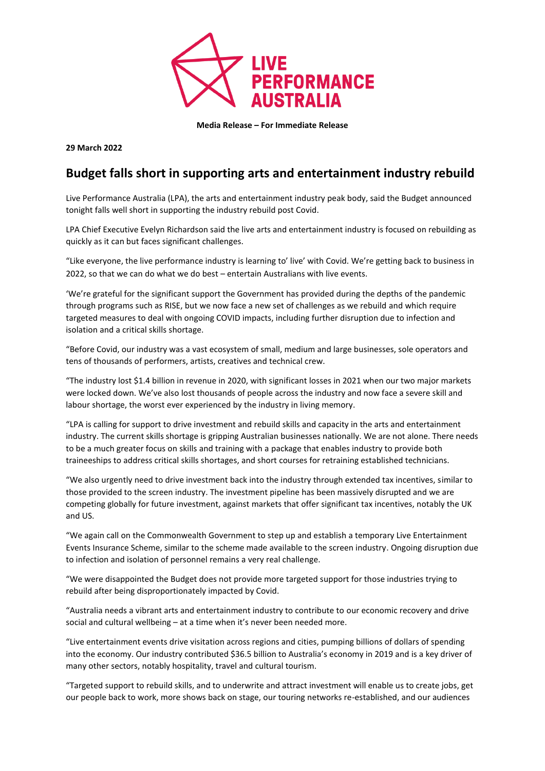**Media Release – For Immediate Release**

**29 March 2022**

## Budget falls short in supporting arts and entertainment industry rebuild

Live Performance Australia (LPA), the arts and entertainment industry peak body, said the Budget announced tonight falls well short in supporting the industry rebuild post Covid.

LPA Chief Executive Evelyn Richardson said the live arts and entertainment industry is focused on rebuilding as quickly as it can but faces significant challenges.

"Like everyone, the live performance industry is learning to' live' with Covid. We're getting back to business in 2022, so that we can do what we do best – entertain Australians with live events.

'We're grateful for the significant support the Government has provided during the depths of the pandemic through programs such as RISE, but we now face a new set of challenges as we rebuild and which require targeted measures to deal with ongoing COVID impacts, including further disruption due to infection and isolation and a critical skills shortage.

"Before Covid, our industry was a vast ecosystem of small, medium and large businesses, sole operators and tens of thousands of performers, artists, creatives and technical crew.

"The industry lost $1.4 billion in revenue in 2020, with significant losses in 2021 when our two major markets were locked down. We've also lost thousands of people across the industry and now face a severe skill and labour shortage, the worst ever experienced by the industry in living memory.

"LPA is calling for support to drive investment and rebuild skills and capacity in the arts and entertainment industry. The current skills shortage is gripping Australian businesses nationally. We are not alone. There needs to be a much greater focus on skills and training with a package that enables industry to provide both traineeships to address critical skills shortages, and short courses for retraining established technicians.

"We also urgently need to drive investment back into the industry through extended tax incentives, similar to those provided to the screen industry. The investment pipeline has been massively disrupted and we are competing globally for future investment, against markets that offer significant tax incentives, notably the UK and US.

"We again call on the Commonwealth Government to step up and establish a temporary Live Entertainment Events Insurance Scheme, similar to the scheme made available to the screen industry. Ongoing disruption due to infection and isolation of personnel remains a very real challenge.

"We were disappointed the Budget does not provide more targeted support for those industries trying to rebuild after being disproportionately impacted by Covid.

"Australia needs a vibrant arts and entertainment industry to contribute to our economic recovery and drive social and cultural wellbeing – at a time when it's never been needed more.

"Live entertainment events drive visitation across regions and cities, pumping billions of dollars of spending into the economy. Our industry contributed $36.5 billion to Australia's economy in 2019 and is a key driver of many other sectors, notably hospitality, travel and cultural tourism.

"Targeted support to rebuild skills, and to underwrite and attract investment will enable us to create jobs, get our people back to work, more shows back on stage, our touring networks re-established, and our audiences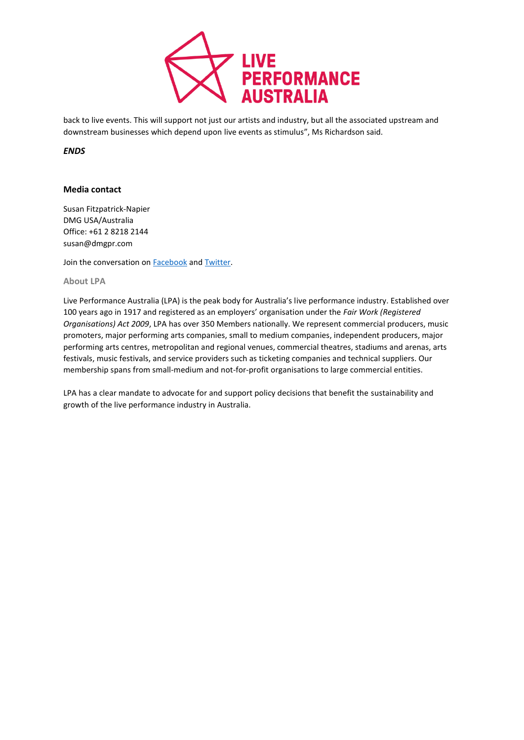back to live events. This will support not just our artists and industry, but all the associated upstream and downstream businesses which depend upon live events as stimulus", Ms Richardson said.

***ENDS***

**Media contact**

Susan Fitzpatrick-Napier  
DMG USA/Australia  
Office: +61 2 8218 2144  
susan@dmgpr.com

Join the conversation on Facebook and Twitter.

**About LPA**

Live Performance Australia (LPA) is the peak body for Australia's live performance industry. Established over 100 years ago in 1917 and registered as an employers' organisation under the *Fair Work (Registered Organisations) Act 2009*, LPA has over 350 Members nationally. We represent commercial producers, music promoters, major performing arts companies, small to medium companies, independent producers, major performing arts centres, metropolitan and regional venues, commercial theatres, stadiums and arenas, arts festivals, music festivals, and service providers such as ticketing companies and technical suppliers. Our membership spans from small-medium and not-for-profit organisations to large commercial entities.

LPA has a clear mandate to advocate for and support policy decisions that benefit the sustainability and growth of the live performance industry in Australia.